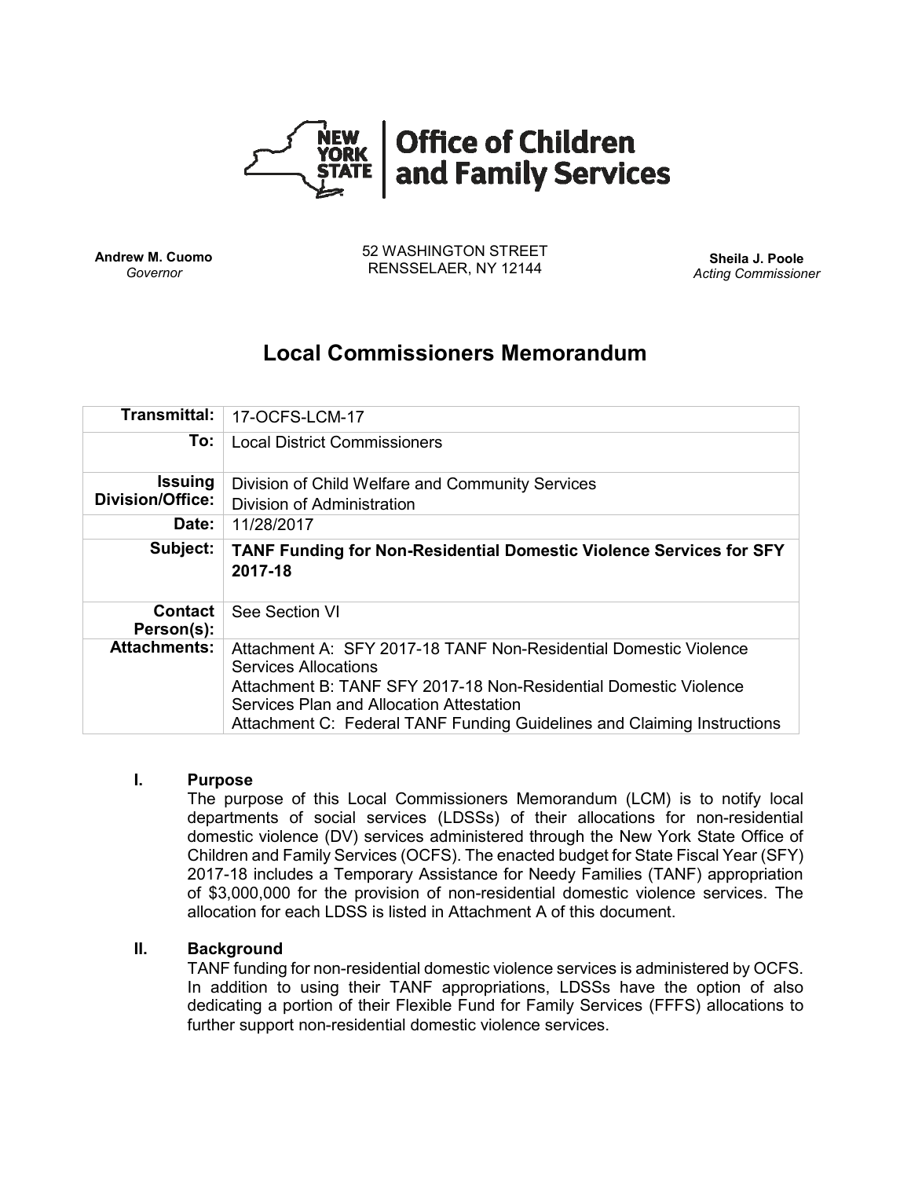**New York State | Office of Children and Family Services**

**Andrew M. Cuomo**
*Governor*

52 WASHINGTON STREET
RENSSELAER, NY 12144

**Sheila J. Poole**
*Acting Commissioner*

# Local Commissioners Memorandum

| | |
|---|---|
| **Transmittal:** | 17-OCFS-LCM-17 |
| **To:** | Local District Commissioners |
| **Issuing Division/Office:** | Division of Child Welfare and Community Services<br>Division of Administration |
| **Date:** | 11/28/2017 |
| **Subject:** | **TANF Funding for Non-Residential Domestic Violence Services for SFY 2017-18** |
| **Contact Person(s):** | See Section VI |
| **Attachments:** | Attachment A: SFY 2017-18 TANF Non-Residential Domestic Violence Services Allocations<br>Attachment B: TANF SFY 2017-18 Non-Residential Domestic Violence Services Plan and Allocation Attestation<br>Attachment C: Federal TANF Funding Guidelines and Claiming Instructions |

## I. Purpose

The purpose of this Local Commissioners Memorandum (LCM) is to notify local departments of social services (LDSSs) of their allocations for non-residential domestic violence (DV) services administered through the New York State Office of Children and Family Services (OCFS). The enacted budget for State Fiscal Year (SFY) 2017-18 includes a Temporary Assistance for Needy Families (TANF) appropriation of $3,000,000 for the provision of non-residential domestic violence services. The allocation for each LDSS is listed in Attachment A of this document.

## II. Background

TANF funding for non-residential domestic violence services is administered by OCFS. In addition to using their TANF appropriations, LDSSs have the option of also dedicating a portion of their Flexible Fund for Family Services (FFFS) allocations to further support non-residential domestic violence services.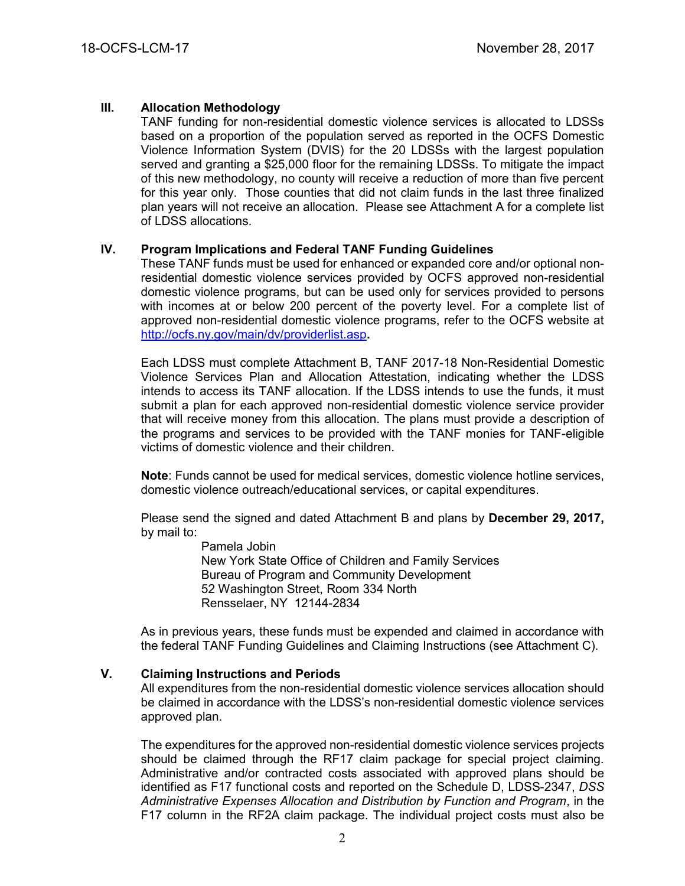## III. Allocation Methodology

TANF funding for non-residential domestic violence services is allocated to LDSSs based on a proportion of the population served as reported in the OCFS Domestic Violence Information System (DVIS) for the 20 LDSSs with the largest population served and granting a $25,000 floor for the remaining LDSSs. To mitigate the impact of this new methodology, no county will receive a reduction of more than five percent for this year only. Those counties that did not claim funds in the last three finalized plan years will not receive an allocation. Please see Attachment A for a complete list of LDSS allocations.

## IV. Program Implications and Federal TANF Funding Guidelines

These TANF funds must be used for enhanced or expanded core and/or optional non-residential domestic violence services provided by OCFS approved non-residential domestic violence programs, but can be used only for services provided to persons with incomes at or below 200 percent of the poverty level. For a complete list of approved non-residential domestic violence programs, refer to the OCFS website at [http://ocfs.ny.gov/main/dv/providerlist.asp](http://ocfs.ny.gov/main/dv/providerlist.asp).

Each LDSS must complete Attachment B, TANF 2017-18 Non-Residential Domestic Violence Services Plan and Allocation Attestation, indicating whether the LDSS intends to access its TANF allocation. If the LDSS intends to use the funds, it must submit a plan for each approved non-residential domestic violence service provider that will receive money from this allocation. The plans must provide a description of the programs and services to be provided with the TANF monies for TANF-eligible victims of domestic violence and their children.

**Note**: Funds cannot be used for medical services, domestic violence hotline services, domestic violence outreach/educational services, or capital expenditures.

Please send the signed and dated Attachment B and plans by **December 29, 2017,** by mail to:

Pamela Jobin
New York State Office of Children and Family Services
Bureau of Program and Community Development
52 Washington Street, Room 334 North
Rensselaer, NY 12144-2834

As in previous years, these funds must be expended and claimed in accordance with the federal TANF Funding Guidelines and Claiming Instructions (see Attachment C).

## V. Claiming Instructions and Periods

All expenditures from the non-residential domestic violence services allocation should be claimed in accordance with the LDSS's non-residential domestic violence services approved plan.

The expenditures for the approved non-residential domestic violence services projects should be claimed through the RF17 claim package for special project claiming. Administrative and/or contracted costs associated with approved plans should be identified as F17 functional costs and reported on the Schedule D, LDSS-2347, *DSS Administrative Expenses Allocation and Distribution by Function and Program*, in the F17 column in the RF2A claim package. The individual project costs must also be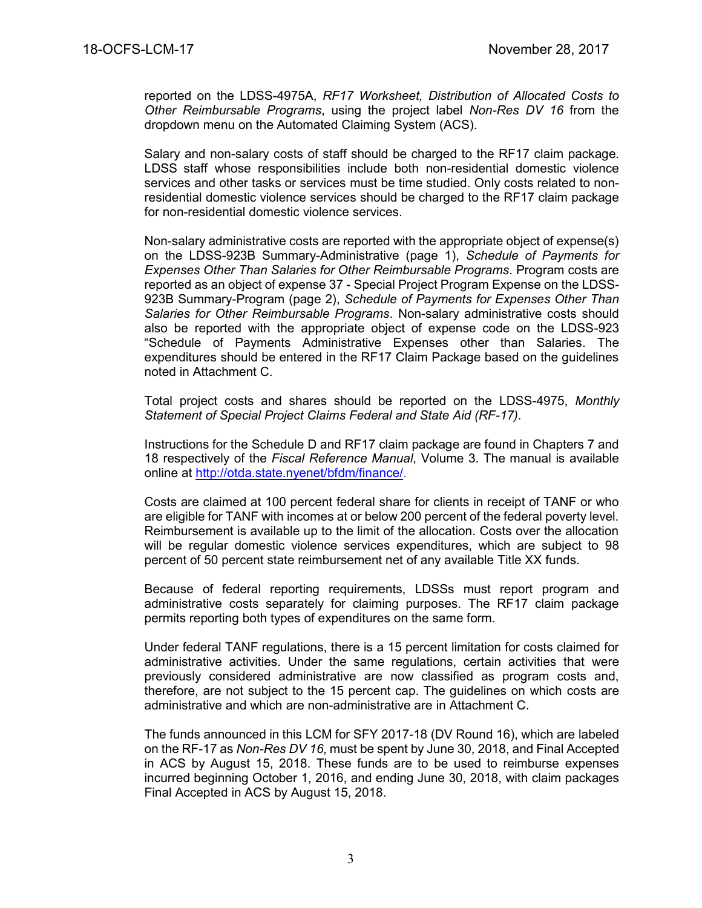reported on the LDSS-4975A, *RF17 Worksheet, Distribution of Allocated Costs to Other Reimbursable Programs*, using the project label *Non-Res DV 16* from the dropdown menu on the Automated Claiming System (ACS).

Salary and non-salary costs of staff should be charged to the RF17 claim package. LDSS staff whose responsibilities include both non-residential domestic violence services and other tasks or services must be time studied. Only costs related to non-residential domestic violence services should be charged to the RF17 claim package for non-residential domestic violence services.

Non-salary administrative costs are reported with the appropriate object of expense(s) on the LDSS-923B Summary-Administrative (page 1), *Schedule of Payments for Expenses Other Than Salaries for Other Reimbursable Programs*. Program costs are reported as an object of expense 37 - Special Project Program Expense on the LDSS-923B Summary-Program (page 2), *Schedule of Payments for Expenses Other Than Salaries for Other Reimbursable Programs*. Non-salary administrative costs should also be reported with the appropriate object of expense code on the LDSS-923 "Schedule of Payments Administrative Expenses other than Salaries. The expenditures should be entered in the RF17 Claim Package based on the guidelines noted in Attachment C.

Total project costs and shares should be reported on the LDSS-4975, *Monthly Statement of Special Project Claims Federal and State Aid (RF-17)*.

Instructions for the Schedule D and RF17 claim package are found in Chapters 7 and 18 respectively of the *Fiscal Reference Manual*, Volume 3. The manual is available online at http://otda.state.nyenet/bfdm/finance/.

Costs are claimed at 100 percent federal share for clients in receipt of TANF or who are eligible for TANF with incomes at or below 200 percent of the federal poverty level. Reimbursement is available up to the limit of the allocation. Costs over the allocation will be regular domestic violence services expenditures, which are subject to 98 percent of 50 percent state reimbursement net of any available Title XX funds.

Because of federal reporting requirements, LDSSs must report program and administrative costs separately for claiming purposes. The RF17 claim package permits reporting both types of expenditures on the same form.

Under federal TANF regulations, there is a 15 percent limitation for costs claimed for administrative activities. Under the same regulations, certain activities that were previously considered administrative are now classified as program costs and, therefore, are not subject to the 15 percent cap. The guidelines on which costs are administrative and which are non-administrative are in Attachment C.

The funds announced in this LCM for SFY 2017-18 (DV Round 16), which are labeled on the RF-17 as *Non-Res DV 16*, must be spent by June 30, 2018, and Final Accepted in ACS by August 15, 2018. These funds are to be used to reimburse expenses incurred beginning October 1, 2016, and ending June 30, 2018, with claim packages Final Accepted in ACS by August 15, 2018.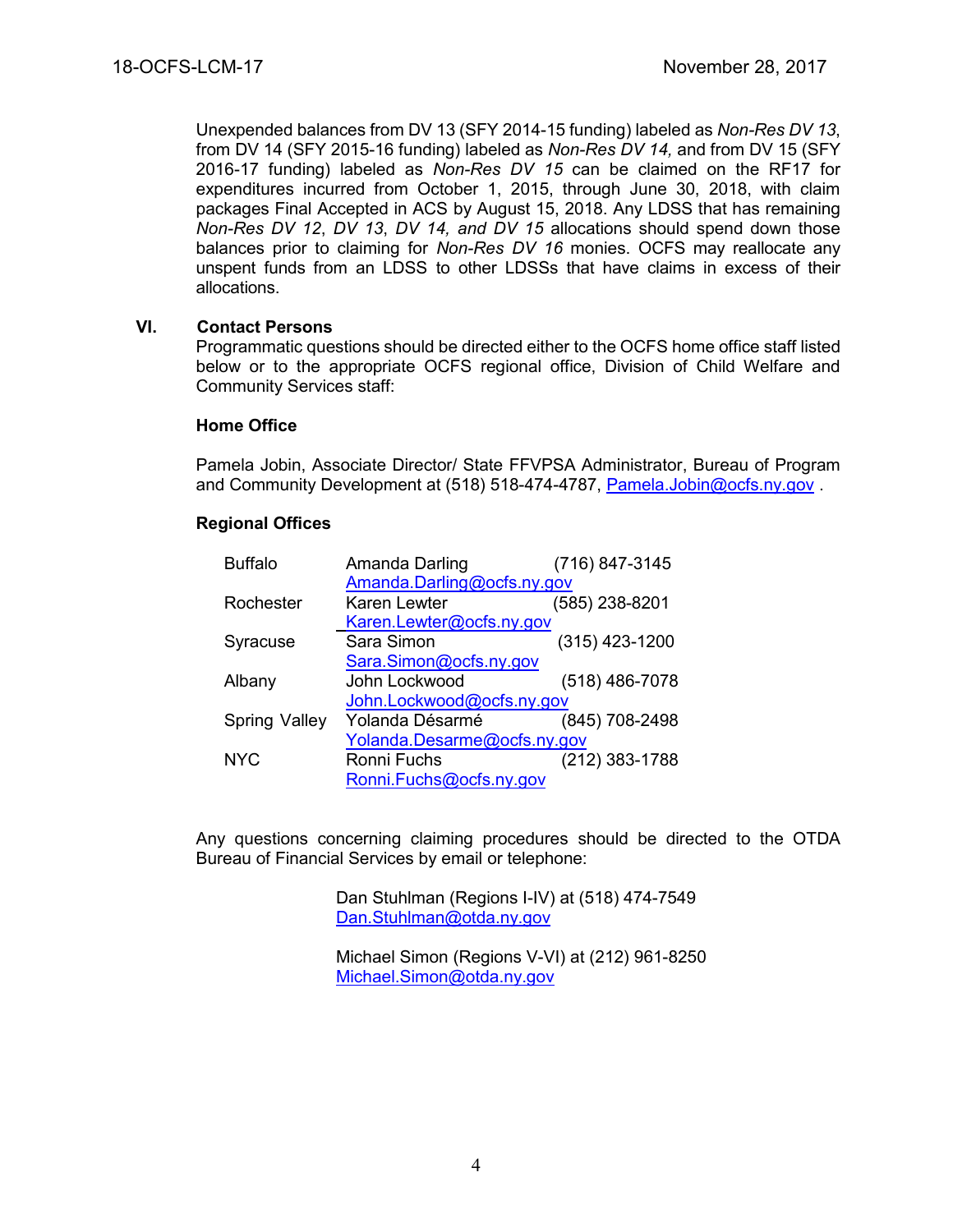Unexpended balances from DV 13 (SFY 2014-15 funding) labeled as *Non-Res DV 13*, from DV 14 (SFY 2015-16 funding) labeled as *Non-Res DV 14,* and from DV 15 (SFY 2016-17 funding) labeled as *Non-Res DV 15* can be claimed on the RF17 for expenditures incurred from October 1, 2015, through June 30, 2018, with claim packages Final Accepted in ACS by August 15, 2018. Any LDSS that has remaining *Non-Res DV 12*, *DV 13*, *DV 14, and DV 15* allocations should spend down those balances prior to claiming for *Non-Res DV 16* monies. OCFS may reallocate any unspent funds from an LDSS to other LDSSs that have claims in excess of their allocations.

## VI. Contact Persons

Programmatic questions should be directed either to the OCFS home office staff listed below or to the appropriate OCFS regional office, Division of Child Welfare and Community Services staff:

**Home Office**

Pamela Jobin, Associate Director/ State FFVPSA Administrator, Bureau of Program and Community Development at (518) 518-474-4787, Pamela.Jobin@ocfs.ny.gov .

**Regional Offices**

| | | |
|---|---|---|
| Buffalo | Amanda Darling<br>Amanda.Darling@ocfs.ny.gov | (716) 847-3145 |
| Rochester | Karen Lewter<br>Karen.Lewter@ocfs.ny.gov | (585) 238-8201 |
| Syracuse | Sara Simon<br>Sara.Simon@ocfs.ny.gov | (315) 423-1200 |
| Albany | John Lockwood<br>John.Lockwood@ocfs.ny.gov | (518) 486-7078 |
| Spring Valley | Yolanda Désarmé<br>Yolanda.Desarme@ocfs.ny.gov | (845) 708-2498 |
| NYC | Ronni Fuchs<br>Ronni.Fuchs@ocfs.ny.gov | (212) 383-1788 |

Any questions concerning claiming procedures should be directed to the OTDA Bureau of Financial Services by email or telephone:

Dan Stuhlman (Regions I-IV) at (518) 474-7549
Dan.Stuhlman@otda.ny.gov

Michael Simon (Regions V-VI) at (212) 961-8250
Michael.Simon@otda.ny.gov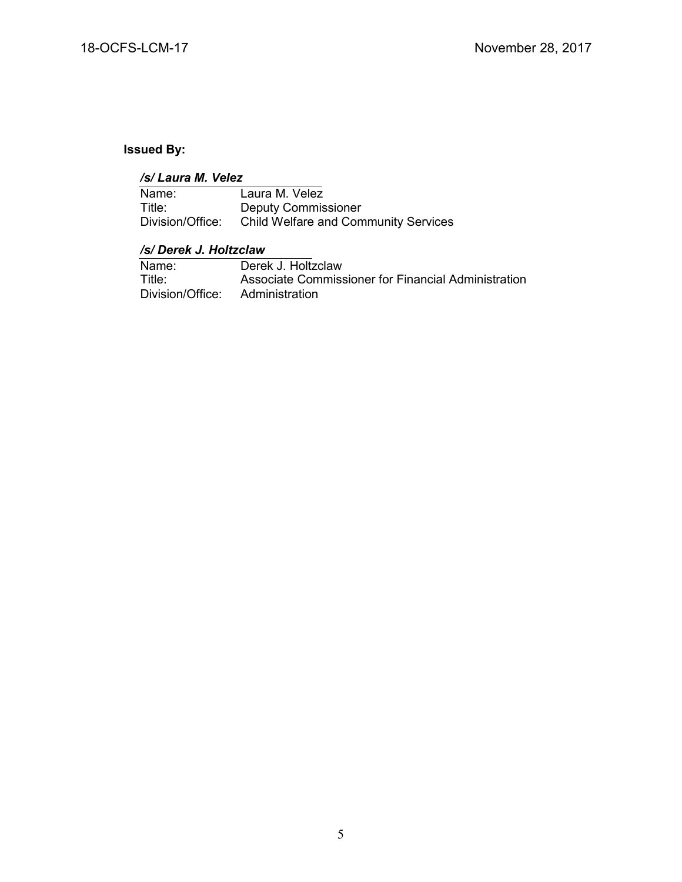**Issued By:**

***/s/ Laura M. Velez***

| | |
|---|---|
| Name: | Laura M. Velez |
| Title: | Deputy Commissioner |
| Division/Office: | Child Welfare and Community Services |

***/s/ Derek J. Holtzclaw***

| | |
|---|---|
| Name: | Derek J. Holtzclaw |
| Title: | Associate Commissioner for Financial Administration |
| Division/Office: | Administration |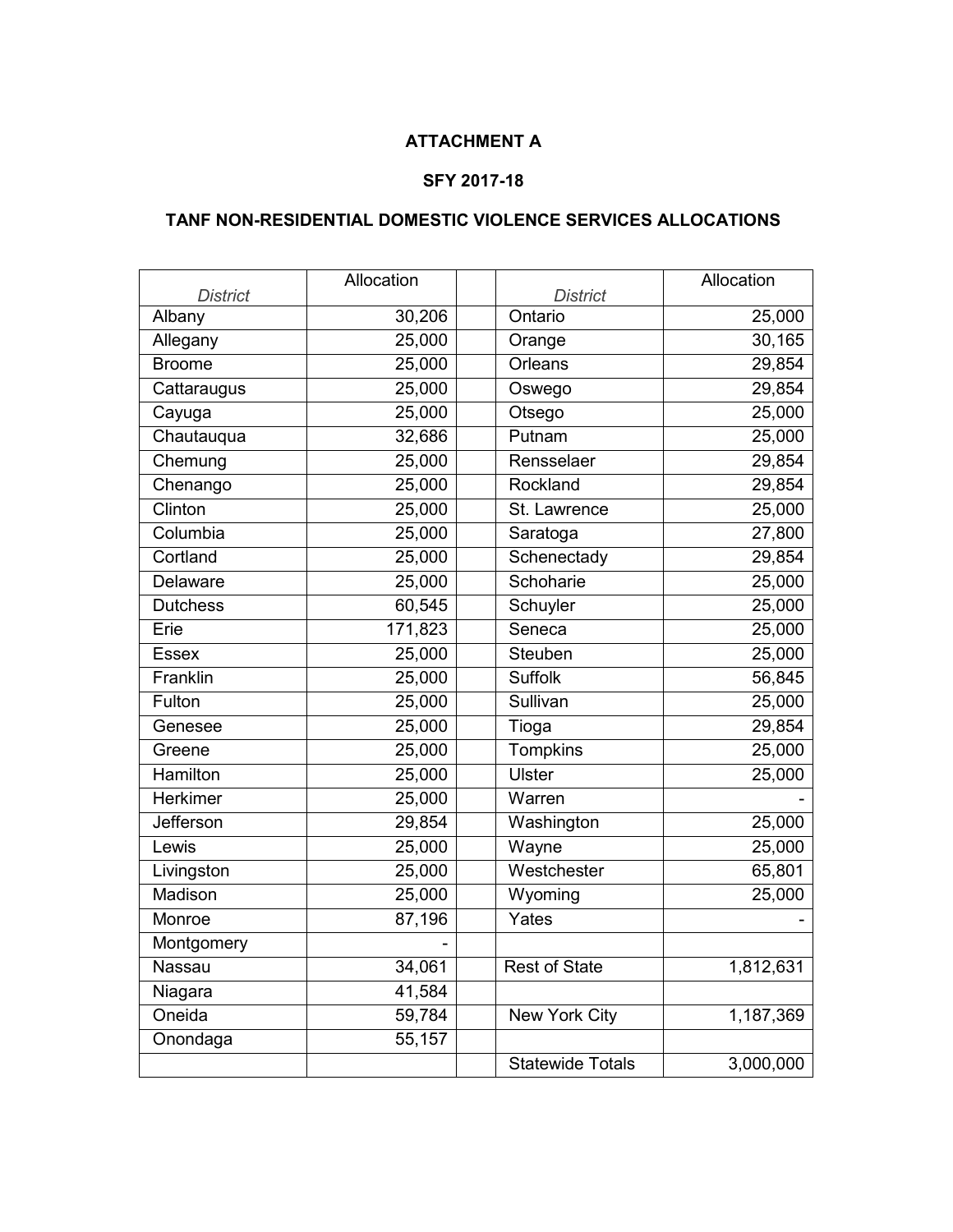**ATTACHMENT A**

**SFY 2017-18**

**TANF NON-RESIDENTIAL DOMESTIC VIOLENCE SERVICES ALLOCATIONS**

| *District* | Allocation | | *District* | Allocation |
|---|---|---|---|---|
| Albany | 30,206 | | Ontario | 25,000 |
| Allegany | 25,000 | | Orange | 30,165 |
| Broome | 25,000 | | Orleans | 29,854 |
| Cattaraugus | 25,000 | | Oswego | 29,854 |
| Cayuga | 25,000 | | Otsego | 25,000 |
| Chautauqua | 32,686 | | Putnam | 25,000 |
| Chemung | 25,000 | | Rensselaer | 29,854 |
| Chenango | 25,000 | | Rockland | 29,854 |
| Clinton | 25,000 | | St. Lawrence | 25,000 |
| Columbia | 25,000 | | Saratoga | 27,800 |
| Cortland | 25,000 | | Schenectady | 29,854 |
| Delaware | 25,000 | | Schoharie | 25,000 |
| Dutchess | 60,545 | | Schuyler | 25,000 |
| Erie | 171,823 | | Seneca | 25,000 |
| Essex | 25,000 | | Steuben | 25,000 |
| Franklin | 25,000 | | Suffolk | 56,845 |
| Fulton | 25,000 | | Sullivan | 25,000 |
| Genesee | 25,000 | | Tioga | 29,854 |
| Greene | 25,000 | | Tompkins | 25,000 |
| Hamilton | 25,000 | | Ulster | 25,000 |
| Herkimer | 25,000 | | Warren | - |
| Jefferson | 29,854 | | Washington | 25,000 |
| Lewis | 25,000 | | Wayne | 25,000 |
| Livingston | 25,000 | | Westchester | 65,801 |
| Madison | 25,000 | | Wyoming | 25,000 |
| Monroe | 87,196 | | Yates | - |
| Montgomery | - | | | |
| Nassau | 34,061 | | Rest of State | 1,812,631 |
| Niagara | 41,584 | | | |
| Oneida | 59,784 | | New York City | 1,187,369 |
| Onondaga | 55,157 | | | |
| | | | Statewide Totals | 3,000,000 |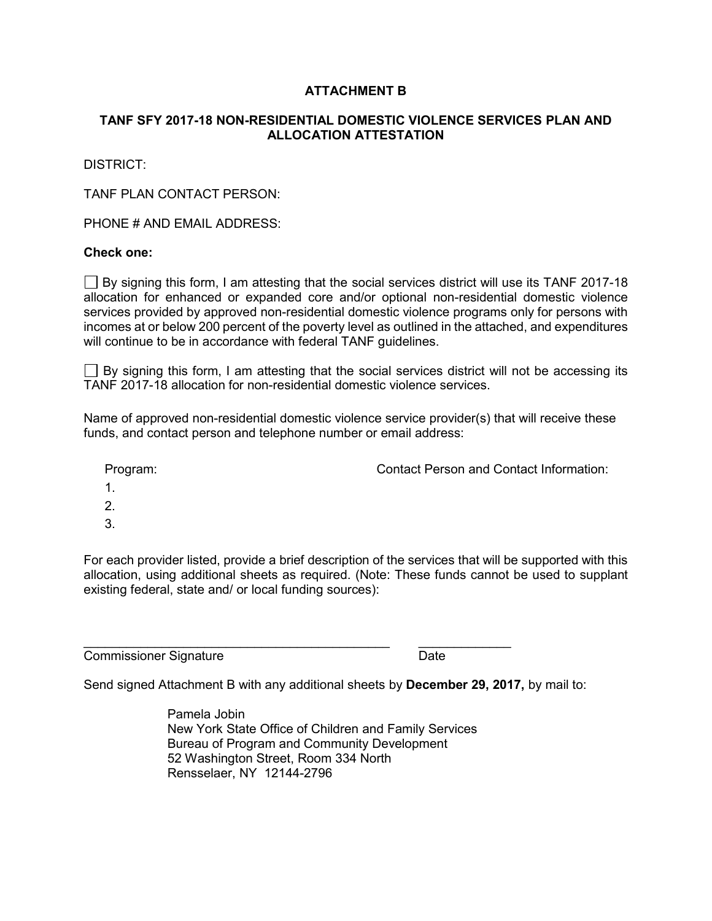# ATTACHMENT B

## TANF SFY 2017-18 NON-RESIDENTIAL DOMESTIC VIOLENCE SERVICES PLAN AND ALLOCATION ATTESTATION

DISTRICT:

TANF PLAN CONTACT PERSON:

PHONE # AND EMAIL ADDRESS:

**Check one:**

☐ By signing this form, I am attesting that the social services district will use its TANF 2017-18 allocation for enhanced or expanded core and/or optional non-residential domestic violence services provided by approved non-residential domestic violence programs only for persons with incomes at or below 200 percent of the poverty level as outlined in the attached, and expenditures will continue to be in accordance with federal TANF guidelines.

☐ By signing this form, I am attesting that the social services district will not be accessing its TANF 2017-18 allocation for non-residential domestic violence services.

Name of approved non-residential domestic violence service provider(s) that will receive these funds, and contact person and telephone number or email address:

| Program: | Contact Person and Contact Information: |
|---|---|
| 1. | |
| 2. | |
| 3. | |

For each provider listed, provide a brief description of the services that will be supported with this allocation, using additional sheets as required. (Note: These funds cannot be used to supplant existing federal, state and/ or local funding sources):

_____________________________________________ _____________
Commissioner Signature Date

Send signed Attachment B with any additional sheets by **December 29, 2017,** by mail to:

Pamela Jobin
New York State Office of Children and Family Services
Bureau of Program and Community Development
52 Washington Street, Room 334 North
Rensselaer, NY 12144-2796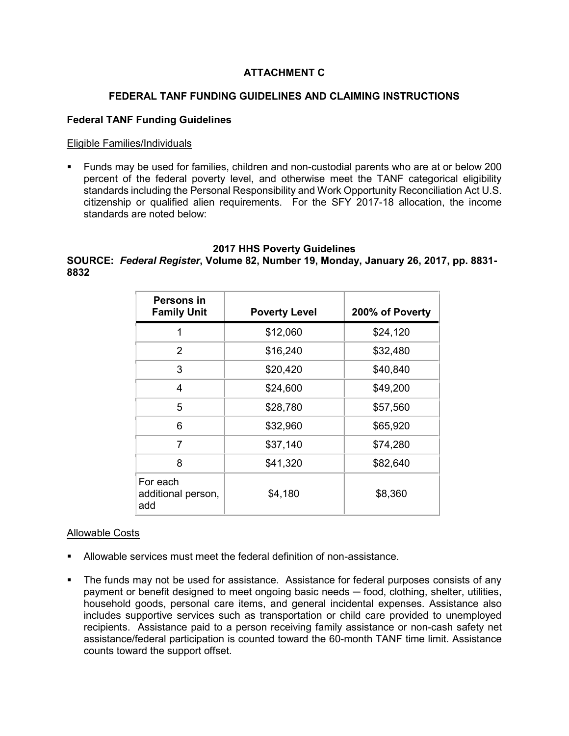# ATTACHMENT C

## FEDERAL TANF FUNDING GUIDELINES AND CLAIMING INSTRUCTIONS

### Federal TANF Funding Guidelines

Eligible Families/Individuals

- Funds may be used for families, children and non-custodial parents who are at or below 200 percent of the federal poverty level, and otherwise meet the TANF categorical eligibility standards including the Personal Responsibility and Work Opportunity Reconciliation Act U.S. citizenship or qualified alien requirements. For the SFY 2017-18 allocation, the income standards are noted below:

**2017 HHS Poverty Guidelines**
**SOURCE: *Federal Register*, Volume 82, Number 19, Monday, January 26, 2017, pp. 8831-8832**

| Persons in Family Unit | Poverty Level | 200% of Poverty |
|---|---|---|
| 1 | $12,060 | $24,120 |
| 2 | $16,240 | $32,480 |
| 3 | $20,420 | $40,840 |
| 4 | $24,600 | $49,200 |
| 5 | $28,780 | $57,560 |
| 6 | $32,960 | $65,920 |
| 7 | $37,140 | $74,280 |
| 8 | $41,320 | $82,640 |
| For each additional person, add | $4,180 | $8,360 |

Allowable Costs

- Allowable services must meet the federal definition of non-assistance.
- The funds may not be used for assistance. Assistance for federal purposes consists of any payment or benefit designed to meet ongoing basic needs ─ food, clothing, shelter, utilities, household goods, personal care items, and general incidental expenses. Assistance also includes supportive services such as transportation or child care provided to unemployed recipients. Assistance paid to a person receiving family assistance or non-cash safety net assistance/federal participation is counted toward the 60-month TANF time limit. Assistance counts toward the support offset.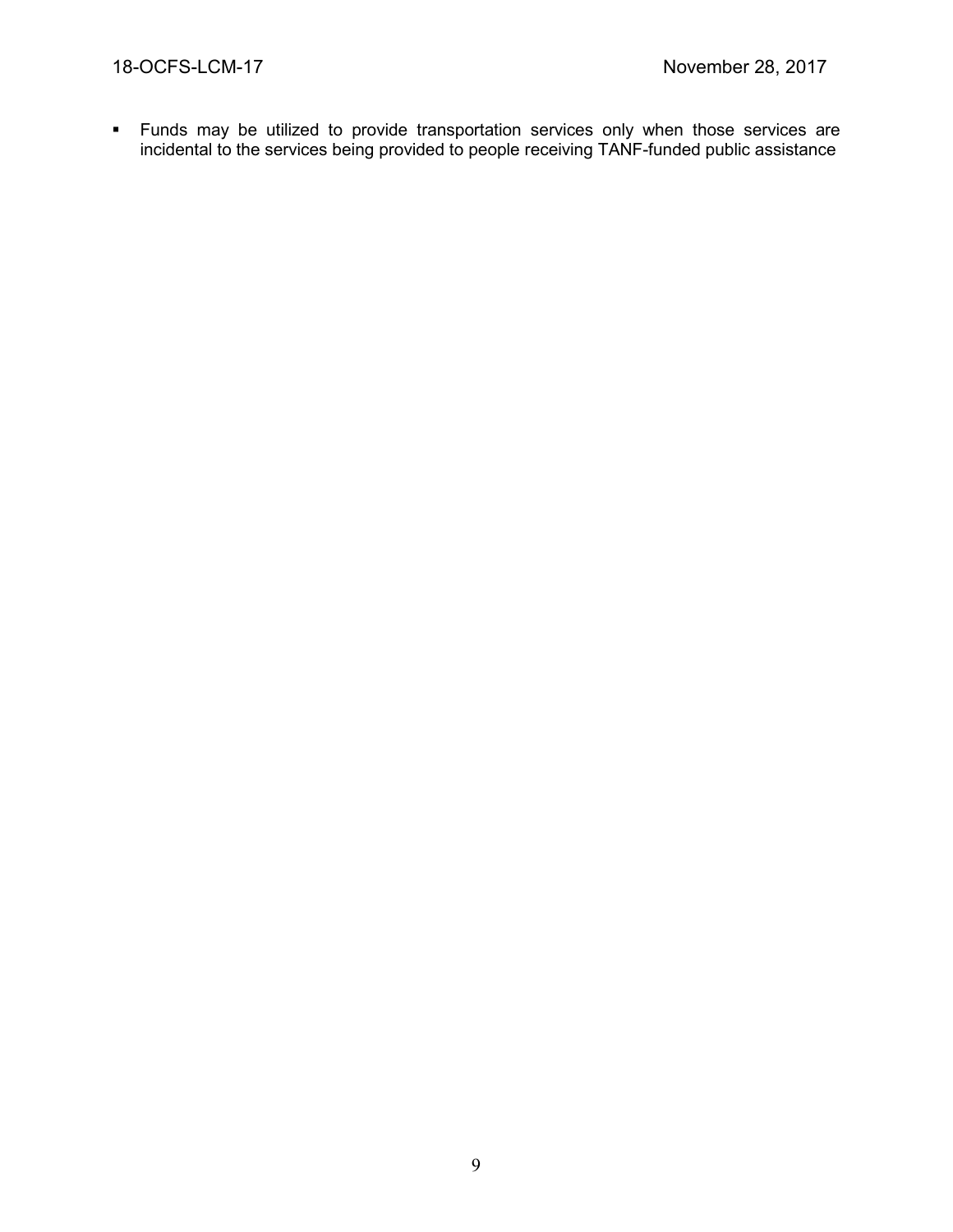- Funds may be utilized to provide transportation services only when those services are incidental to the services being provided to people receiving TANF-funded public assistance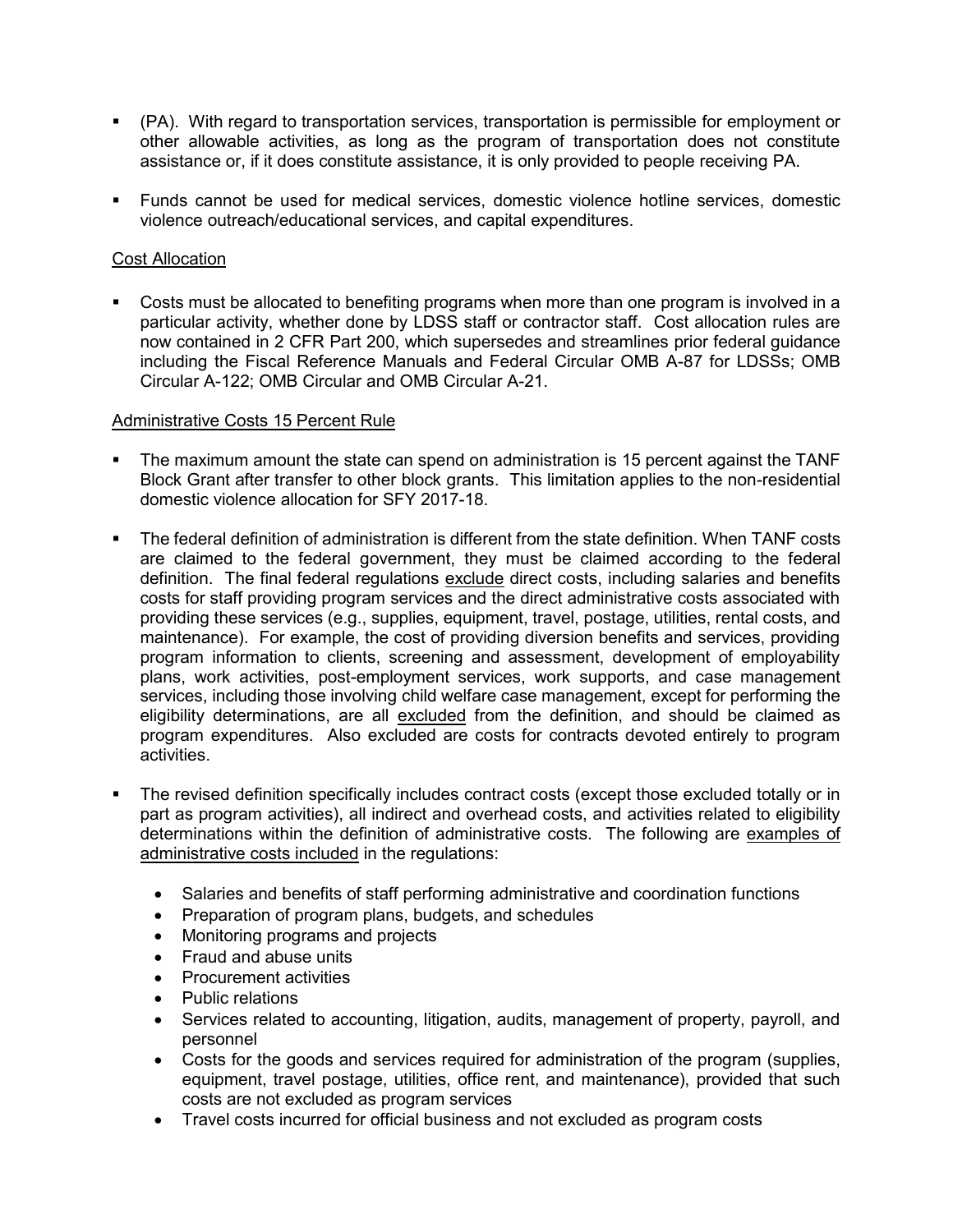- (PA). With regard to transportation services, transportation is permissible for employment or other allowable activities, as long as the program of transportation does not constitute assistance or, if it does constitute assistance, it is only provided to people receiving PA.

- Funds cannot be used for medical services, domestic violence hotline services, domestic violence outreach/educational services, and capital expenditures.

<u>Cost Allocation</u>

- Costs must be allocated to benefiting programs when more than one program is involved in a particular activity, whether done by LDSS staff or contractor staff. Cost allocation rules are now contained in 2 CFR Part 200, which supersedes and streamlines prior federal guidance including the Fiscal Reference Manuals and Federal Circular OMB A-87 for LDSSs; OMB Circular A-122; OMB Circular and OMB Circular A-21.

<u>Administrative Costs 15 Percent Rule</u>

- The maximum amount the state can spend on administration is 15 percent against the TANF Block Grant after transfer to other block grants. This limitation applies to the non-residential domestic violence allocation for SFY 2017-18.

- The federal definition of administration is different from the state definition. When TANF costs are claimed to the federal government, they must be claimed according to the federal definition. The final federal regulations <u>exclude</u> direct costs, including salaries and benefits costs for staff providing program services and the direct administrative costs associated with providing these services (e.g., supplies, equipment, travel, postage, utilities, rental costs, and maintenance). For example, the cost of providing diversion benefits and services, providing program information to clients, screening and assessment, development of employability plans, work activities, post-employment services, work supports, and case management services, including those involving child welfare case management, except for performing the eligibility determinations, are all <u>excluded</u> from the definition, and should be claimed as program expenditures. Also excluded are costs for contracts devoted entirely to program activities.

- The revised definition specifically includes contract costs (except those excluded totally or in part as program activities), all indirect and overhead costs, and activities related to eligibility determinations within the definition of administrative costs. The following are <u>examples of administrative costs included</u> in the regulations:

  - Salaries and benefits of staff performing administrative and coordination functions
  - Preparation of program plans, budgets, and schedules
  - Monitoring programs and projects
  - Fraud and abuse units
  - Procurement activities
  - Public relations
  - Services related to accounting, litigation, audits, management of property, payroll, and personnel
  - Costs for the goods and services required for administration of the program (supplies, equipment, travel postage, utilities, office rent, and maintenance), provided that such costs are not excluded as program services
  - Travel costs incurred for official business and not excluded as program costs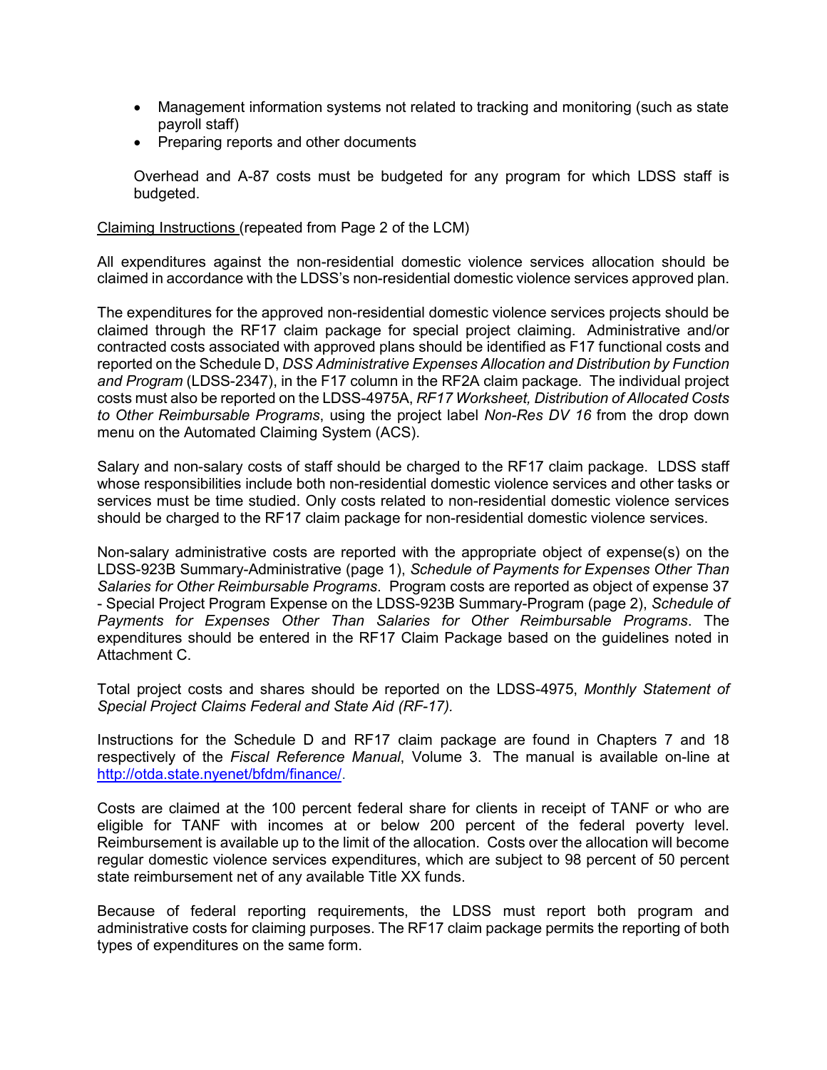- Management information systems not related to tracking and monitoring (such as state payroll staff)
- Preparing reports and other documents

Overhead and A-87 costs must be budgeted for any program for which LDSS staff is budgeted.

Claiming Instructions (repeated from Page 2 of the LCM)

All expenditures against the non-residential domestic violence services allocation should be claimed in accordance with the LDSS's non-residential domestic violence services approved plan.

The expenditures for the approved non-residential domestic violence services projects should be claimed through the RF17 claim package for special project claiming. Administrative and/or contracted costs associated with approved plans should be identified as F17 functional costs and reported on the Schedule D, *DSS Administrative Expenses Allocation and Distribution by Function and Program* (LDSS-2347), in the F17 column in the RF2A claim package. The individual project costs must also be reported on the LDSS-4975A, *RF17 Worksheet, Distribution of Allocated Costs to Other Reimbursable Programs*, using the project label *Non-Res DV 16* from the drop down menu on the Automated Claiming System (ACS).

Salary and non-salary costs of staff should be charged to the RF17 claim package. LDSS staff whose responsibilities include both non-residential domestic violence services and other tasks or services must be time studied. Only costs related to non-residential domestic violence services should be charged to the RF17 claim package for non-residential domestic violence services.

Non-salary administrative costs are reported with the appropriate object of expense(s) on the LDSS-923B Summary-Administrative (page 1), *Schedule of Payments for Expenses Other Than Salaries for Other Reimbursable Programs*. Program costs are reported as object of expense 37 - Special Project Program Expense on the LDSS-923B Summary-Program (page 2), *Schedule of Payments for Expenses Other Than Salaries for Other Reimbursable Programs*. The expenditures should be entered in the RF17 Claim Package based on the guidelines noted in Attachment C.

Total project costs and shares should be reported on the LDSS-4975, *Monthly Statement of Special Project Claims Federal and State Aid (RF-17).*

Instructions for the Schedule D and RF17 claim package are found in Chapters 7 and 18 respectively of the *Fiscal Reference Manual*, Volume 3. The manual is available on-line at http://otda.state.nyenet/bfdm/finance/.

Costs are claimed at the 100 percent federal share for clients in receipt of TANF or who are eligible for TANF with incomes at or below 200 percent of the federal poverty level. Reimbursement is available up to the limit of the allocation. Costs over the allocation will become regular domestic violence services expenditures, which are subject to 98 percent of 50 percent state reimbursement net of any available Title XX funds.

Because of federal reporting requirements, the LDSS must report both program and administrative costs for claiming purposes. The RF17 claim package permits the reporting of both types of expenditures on the same form.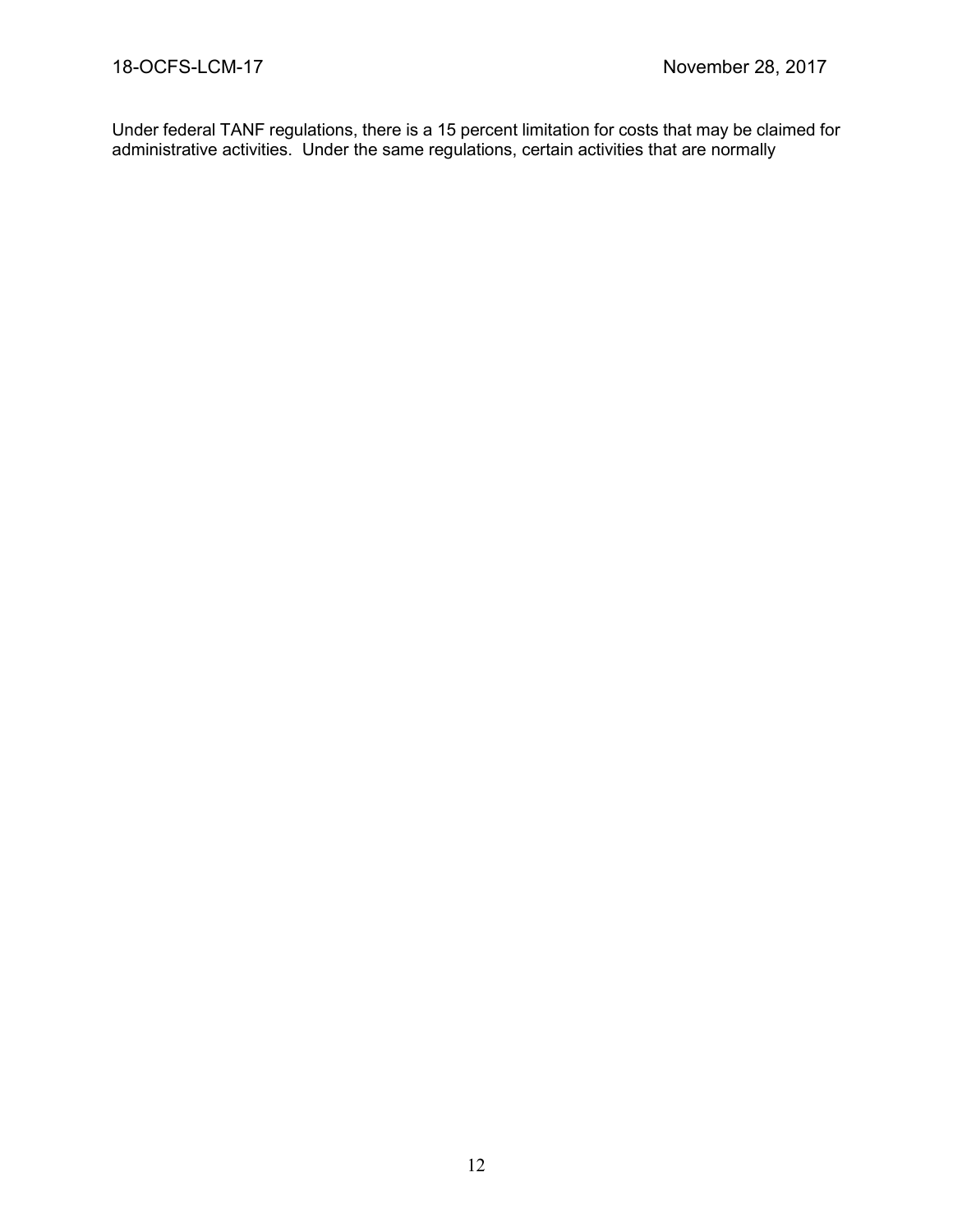Under federal TANF regulations, there is a 15 percent limitation for costs that may be claimed for administrative activities. Under the same regulations, certain activities that are normally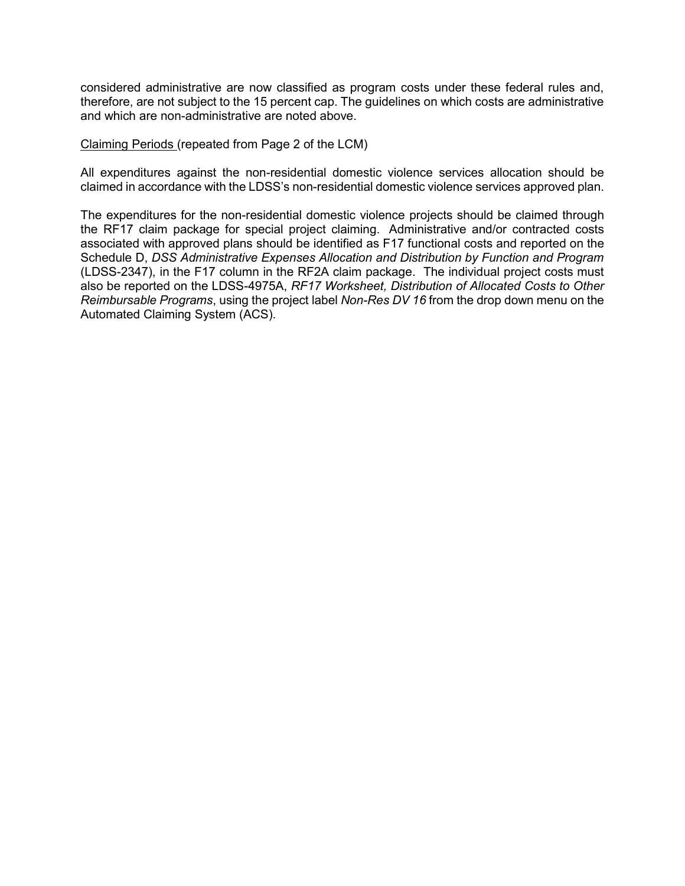considered administrative are now classified as program costs under these federal rules and, therefore, are not subject to the 15 percent cap. The guidelines on which costs are administrative and which are non-administrative are noted above.

<u>Claiming Periods</u> (repeated from Page 2 of the LCM)

All expenditures against the non-residential domestic violence services allocation should be claimed in accordance with the LDSS's non-residential domestic violence services approved plan.

The expenditures for the non-residential domestic violence projects should be claimed through the RF17 claim package for special project claiming. Administrative and/or contracted costs associated with approved plans should be identified as F17 functional costs and reported on the Schedule D, *DSS Administrative Expenses Allocation and Distribution by Function and Program* (LDSS-2347), in the F17 column in the RF2A claim package. The individual project costs must also be reported on the LDSS-4975A, *RF17 Worksheet, Distribution of Allocated Costs to Other Reimbursable Programs*, using the project label *Non-Res DV 16* from the drop down menu on the Automated Claiming System (ACS).